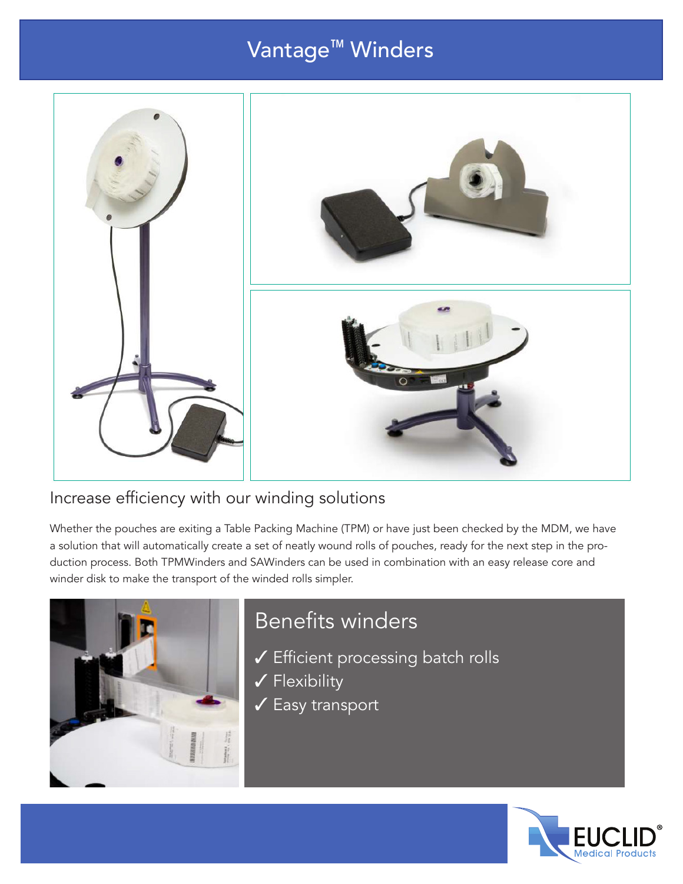# Vantage™ Winders

## Increase efficiency with our winding solutions

Whether the pouches are exiting a Table Packing Machine (TPM) or have just been checked by the MDM, we have a solution that will automatically create a set of neatly wound rolls of pouches, ready for the next step in the production process. Both TPMWinders and SAWinders can be used in combination with an easy release core and winder disk to make the transport of the winded rolls simpler.

## Benefits winders

✓ Efficient processing batch rolls
✓ Flexibility
✓ Easy transport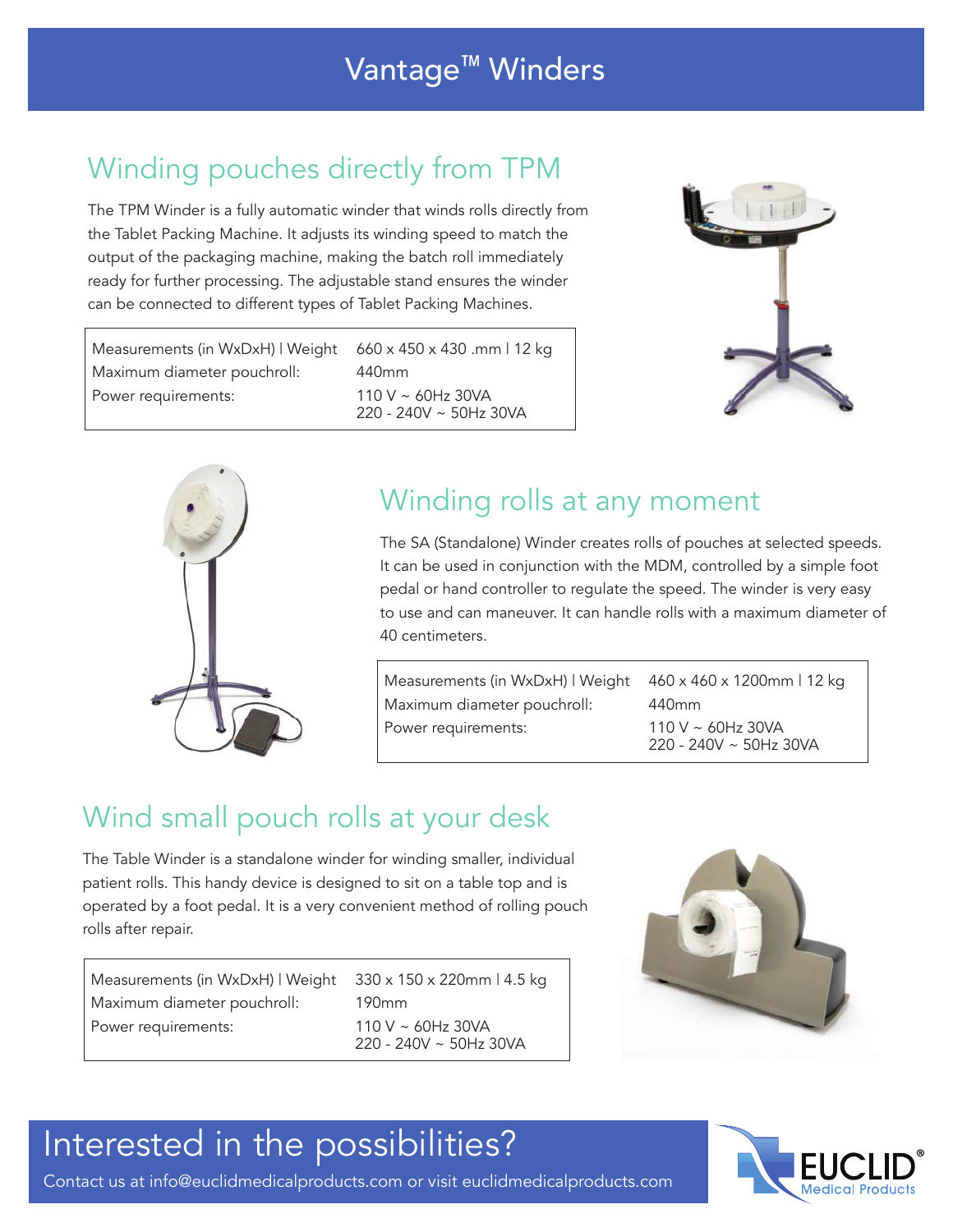# Vantage™ Winders

## Winding pouches directly from TPM

The TPM Winder is a fully automatic winder that winds rolls directly from the Tablet Packing Machine. It adjusts its winding speed to match the output of the packaging machine, making the batch roll immediately ready for further processing. The adjustable stand ensures the winder can be connected to different types of Tablet Packing Machines.

| | |
|---|---|
| Measurements (in WxDxH) I Weight | 660 x 450 x 430 .mm I 12 kg |
| Maximum diameter pouchroll: | 440mm |
| Power requirements: | 110 V ~ 60Hz 30VA<br>220 - 240V ~ 50Hz 30VA |

## Winding rolls at any moment

The SA (Standalone) Winder creates rolls of pouches at selected speeds. It can be used in conjunction with the MDM, controlled by a simple foot pedal or hand controller to regulate the speed. The winder is very easy to use and can maneuver. It can handle rolls with a maximum diameter of 40 centimeters.

| | |
|---|---|
| Measurements (in WxDxH) I Weight | 460 x 460 x 1200mm I 12 kg |
| Maximum diameter pouchroll: | 440mm |
| Power requirements: | 110 V ~ 60Hz 30VA<br>220 - 240V ~ 50Hz 30VA |

## Wind small pouch rolls at your desk

The Table Winder is a standalone winder for winding smaller, individual patient rolls. This handy device is designed to sit on a table top and is operated by a foot pedal. It is a very convenient method of rolling pouch rolls after repair.

| | |
|---|---|
| Measurements (in WxDxH) I Weight | 330 x 150 x 220mm I 4.5 kg |
| Maximum diameter pouchroll: | 190mm |
| Power requirements: | 110 V ~ 60Hz 30VA<br>220 - 240V ~ 50Hz 30VA |

## Interested in the possibilities?

Contact us at info@euclidmedicalproducts.com or visit euclidmedicalproducts.com

EUCLID® Medical Products